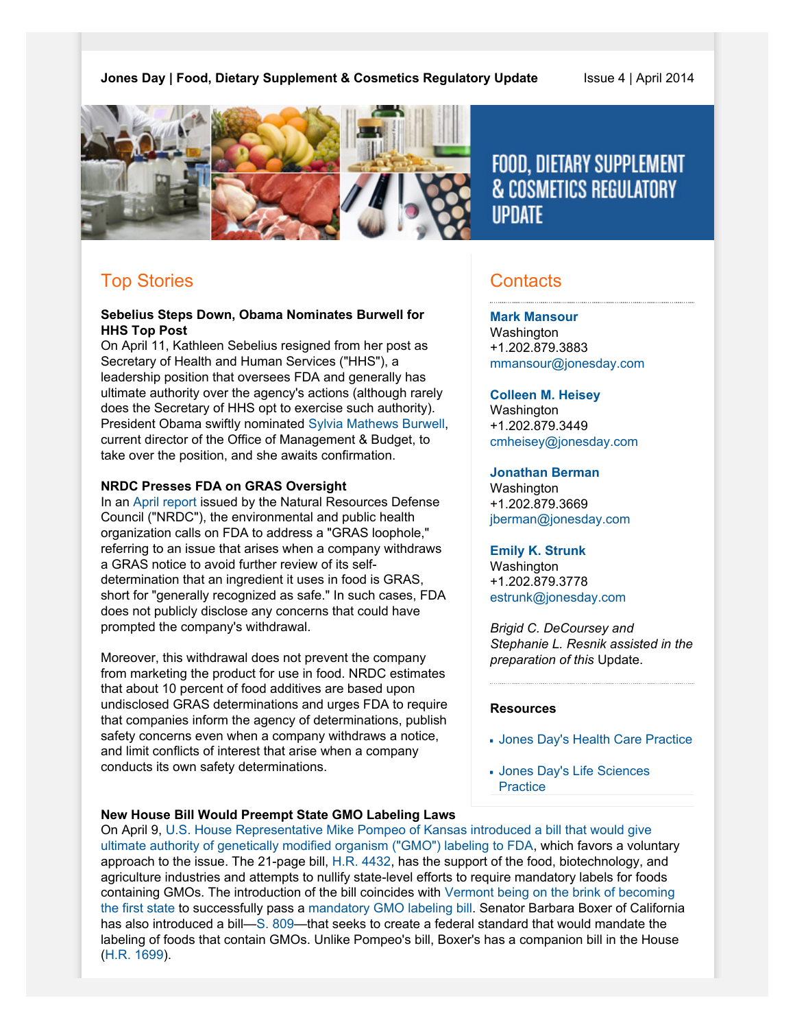**Jones Day | Food, Dietary Supplement & Cosmetics Regulatory Update** Issue 4 | April 2014

# FOOD, DIETARY SUPPLEMENT & COSMETICS REGULATORY UPDATE

## Top Stories

**Sebelius Steps Down, Obama Nominates Burwell for HHS Top Post**

On April 11, Kathleen Sebelius resigned from her post as Secretary of Health and Human Services ("HHS"), a leadership position that oversees FDA and generally has ultimate authority over the agency's actions (although rarely does the Secretary of HHS opt to exercise such authority). President Obama swiftly nominated Sylvia Mathews Burwell, current director of the Office of Management & Budget, to take over the position, and she awaits confirmation.

**NRDC Presses FDA on GRAS Oversight**

In an April report issued by the Natural Resources Defense Council ("NRDC"), the environmental and public health organization calls on FDA to address a "GRAS loophole," referring to an issue that arises when a company withdraws a GRAS notice to avoid further review of its self-determination that an ingredient it uses in food is GRAS, short for "generally recognized as safe." In such cases, FDA does not publicly disclose any concerns that could have prompted the company's withdrawal.

Moreover, this withdrawal does not prevent the company from marketing the product for use in food. NRDC estimates that about 10 percent of food additives are based upon undisclosed GRAS determinations and urges FDA to require that companies inform the agency of determinations, publish safety concerns even when a company withdraws a notice, and limit conflicts of interest that arise when a company conducts its own safety determinations.

**New House Bill Would Preempt State GMO Labeling Laws**

On April 9, U.S. House Representative Mike Pompeo of Kansas introduced a bill that would give ultimate authority of genetically modified organism ("GMO") labeling to FDA, which favors a voluntary approach to the issue. The 21-page bill, H.R. 4432, has the support of the food, biotechnology, and agriculture industries and attempts to nullify state-level efforts to require mandatory labels for foods containing GMOs. The introduction of the bill coincides with Vermont being on the brink of becoming the first state to successfully pass a mandatory GMO labeling bill. Senator Barbara Boxer of California has also introduced a bill—S. 809—that seeks to create a federal standard that would mandate the labeling of foods that contain GMOs. Unlike Pompeo's bill, Boxer's has a companion bill in the House (H.R. 1699).

## Contacts

**Mark Mansour**
Washington
+1.202.879.3883
mmansour@jonesday.com

**Colleen M. Heisey**
Washington
+1.202.879.3449
cmheisey@jonesday.com

**Jonathan Berman**
Washington
+1.202.879.3669
jberman@jonesday.com

**Emily K. Strunk**
Washington
+1.202.879.3778
estrunk@jonesday.com

*Brigid C. DeCoursey and Stephanie L. Resnik assisted in the preparation of this* Update.

**Resources**

- Jones Day's Health Care Practice
- Jones Day's Life Sciences Practice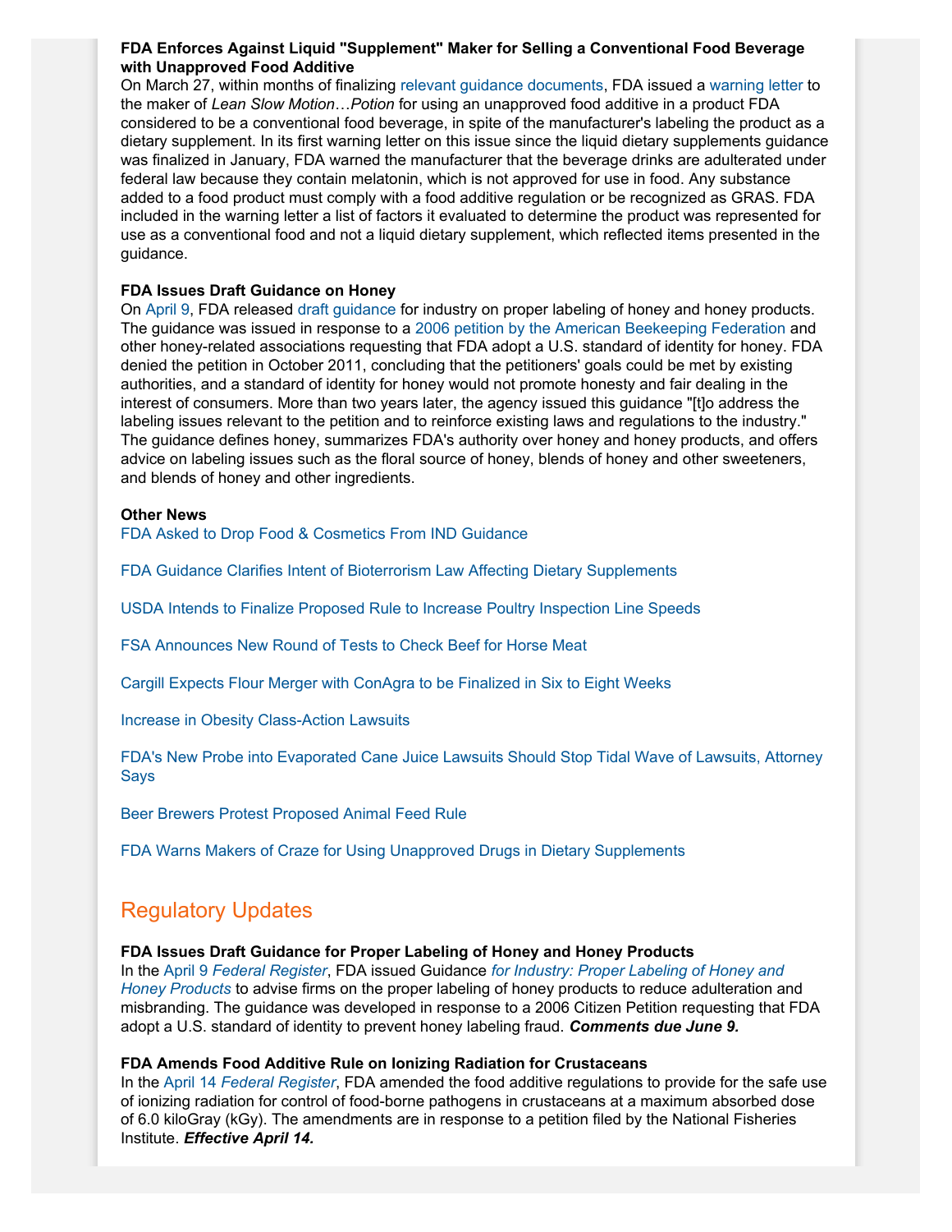**FDA Enforces Against Liquid "Supplement" Maker for Selling a Conventional Food Beverage with Unapproved Food Additive**

On March 27, within months of finalizing relevant guidance documents, FDA issued a warning letter to the maker of *Lean Slow Motion…Potion* for using an unapproved food additive in a product FDA considered to be a conventional food beverage, in spite of the manufacturer's labeling the product as a dietary supplement. In its first warning letter on this issue since the liquid dietary supplements guidance was finalized in January, FDA warned the manufacturer that the beverage drinks are adulterated under federal law because they contain melatonin, which is not approved for use in food. Any substance added to a food product must comply with a food additive regulation or be recognized as GRAS. FDA included in the warning letter a list of factors it evaluated to determine the product was represented for use as a conventional food and not a liquid dietary supplement, which reflected items presented in the guidance.

**FDA Issues Draft Guidance on Honey**

On April 9, FDA released draft guidance for industry on proper labeling of honey and honey products. The guidance was issued in response to a 2006 petition by the American Beekeeping Federation and other honey-related associations requesting that FDA adopt a U.S. standard of identity for honey. FDA denied the petition in October 2011, concluding that the petitioners' goals could be met by existing authorities, and a standard of identity for honey would not promote honesty and fair dealing in the interest of consumers. More than two years later, the agency issued this guidance "[t]o address the labeling issues relevant to the petition and to reinforce existing laws and regulations to the industry." The guidance defines honey, summarizes FDA's authority over honey and honey products, and offers advice on labeling issues such as the floral source of honey, blends of honey and other sweeteners, and blends of honey and other ingredients.

**Other News**

FDA Asked to Drop Food & Cosmetics From IND Guidance

FDA Guidance Clarifies Intent of Bioterrorism Law Affecting Dietary Supplements

USDA Intends to Finalize Proposed Rule to Increase Poultry Inspection Line Speeds

FSA Announces New Round of Tests to Check Beef for Horse Meat

Cargill Expects Flour Merger with ConAgra to be Finalized in Six to Eight Weeks

Increase in Obesity Class-Action Lawsuits

FDA's New Probe into Evaporated Cane Juice Lawsuits Should Stop Tidal Wave of Lawsuits, Attorney Says

Beer Brewers Protest Proposed Animal Feed Rule

FDA Warns Makers of Craze for Using Unapproved Drugs in Dietary Supplements

## Regulatory Updates

**FDA Issues Draft Guidance for Proper Labeling of Honey and Honey Products**

In the April 9 *Federal Register*, FDA issued Guidance *for Industry: Proper Labeling of Honey and Honey Products* to advise firms on the proper labeling of honey products to reduce adulteration and misbranding. The guidance was developed in response to a 2006 Citizen Petition requesting that FDA adopt a U.S. standard of identity to prevent honey labeling fraud. ***Comments due June 9.***

**FDA Amends Food Additive Rule on Ionizing Radiation for Crustaceans**

In the April 14 *Federal Register*, FDA amended the food additive regulations to provide for the safe use of ionizing radiation for control of food-borne pathogens in crustaceans at a maximum absorbed dose of 6.0 kiloGray (kGy). The amendments are in response to a petition filed by the National Fisheries Institute. ***Effective April 14.***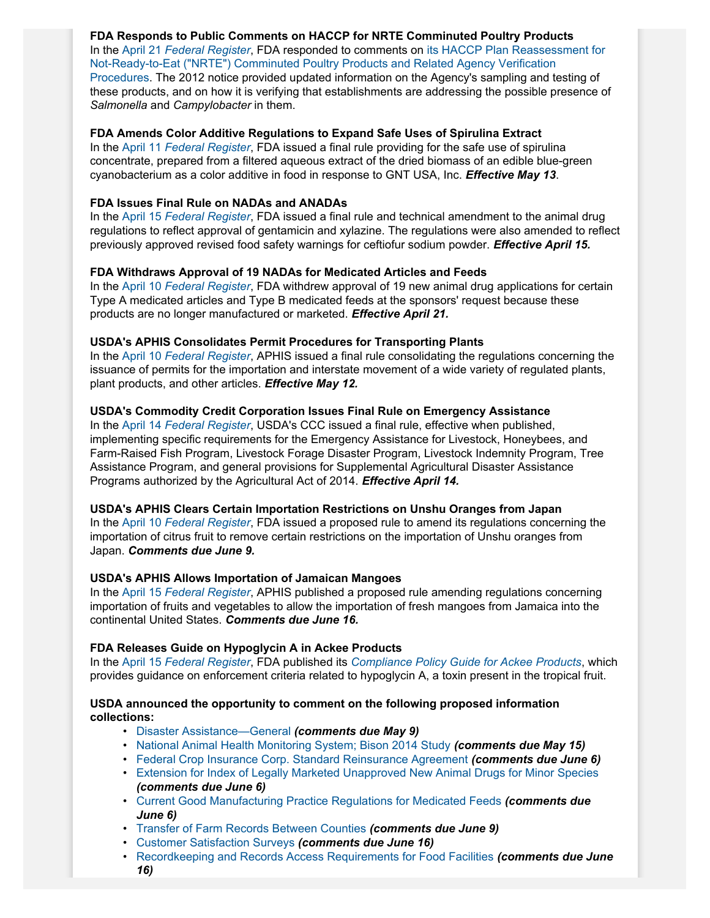**FDA Responds to Public Comments on HACCP for NRTE Comminuted Poultry Products**
In the April 21 *Federal Register*, FDA responded to comments on its HACCP Plan Reassessment for Not-Ready-to-Eat ("NRTE") Comminuted Poultry Products and Related Agency Verification Procedures. The 2012 notice provided updated information on the Agency's sampling and testing of these products, and on how it is verifying that establishments are addressing the possible presence of *Salmonella* and *Campylobacter* in them.

**FDA Amends Color Additive Regulations to Expand Safe Uses of Spirulina Extract**
In the April 11 *Federal Register*, FDA issued a final rule providing for the safe use of spirulina concentrate, prepared from a filtered aqueous extract of the dried biomass of an edible blue-green cyanobacterium as a color additive in food in response to GNT USA, Inc. ***Effective May 13***.

**FDA Issues Final Rule on NADAs and ANADAs**
In the April 15 *Federal Register*, FDA issued a final rule and technical amendment to the animal drug regulations to reflect approval of gentamicin and xylazine. The regulations were also amended to reflect previously approved revised food safety warnings for ceftiofur sodium powder. ***Effective April 15.***

**FDA Withdraws Approval of 19 NADAs for Medicated Articles and Feeds**
In the April 10 *Federal Register*, FDA withdrew approval of 19 new animal drug applications for certain Type A medicated articles and Type B medicated feeds at the sponsors' request because these products are no longer manufactured or marketed. ***Effective April 21.***

**USDA's APHIS Consolidates Permit Procedures for Transporting Plants**
In the April 10 *Federal Register*, APHIS issued a final rule consolidating the regulations concerning the issuance of permits for the importation and interstate movement of a wide variety of regulated plants, plant products, and other articles. ***Effective May 12.***

**USDA's Commodity Credit Corporation Issues Final Rule on Emergency Assistance**
In the April 14 *Federal Register*, USDA's CCC issued a final rule, effective when published, implementing specific requirements for the Emergency Assistance for Livestock, Honeybees, and Farm-Raised Fish Program, Livestock Forage Disaster Program, Livestock Indemnity Program, Tree Assistance Program, and general provisions for Supplemental Agricultural Disaster Assistance Programs authorized by the Agricultural Act of 2014. ***Effective April 14.***

**USDA's APHIS Clears Certain Importation Restrictions on Unshu Oranges from Japan**
In the April 10 *Federal Register*, FDA issued a proposed rule to amend its regulations concerning the importation of citrus fruit to remove certain restrictions on the importation of Unshu oranges from Japan. ***Comments due June 9.***

**USDA's APHIS Allows Importation of Jamaican Mangoes**
In the April 15 *Federal Register*, APHIS published a proposed rule amending regulations concerning importation of fruits and vegetables to allow the importation of fresh mangoes from Jamaica into the continental United States. ***Comments due June 16.***

**FDA Releases Guide on Hypoglycin A in Ackee Products**
In the April 15 *Federal Register*, FDA published its *Compliance Policy Guide for Ackee Products*, which provides guidance on enforcement criteria related to hypoglycin A, a toxin present in the tropical fruit.

**USDA announced the opportunity to comment on the following proposed information collections:**

- Disaster Assistance—General ***(comments due May 9)***
- National Animal Health Monitoring System; Bison 2014 Study ***(comments due May 15)***
- Federal Crop Insurance Corp. Standard Reinsurance Agreement ***(comments due June 6)***
- Extension for Index of Legally Marketed Unapproved New Animal Drugs for Minor Species ***(comments due June 6)***
- Current Good Manufacturing Practice Regulations for Medicated Feeds ***(comments due June 6)***
- Transfer of Farm Records Between Counties ***(comments due June 9)***
- Customer Satisfaction Surveys ***(comments due June 16)***
- Recordkeeping and Records Access Requirements for Food Facilities ***(comments due June 16)***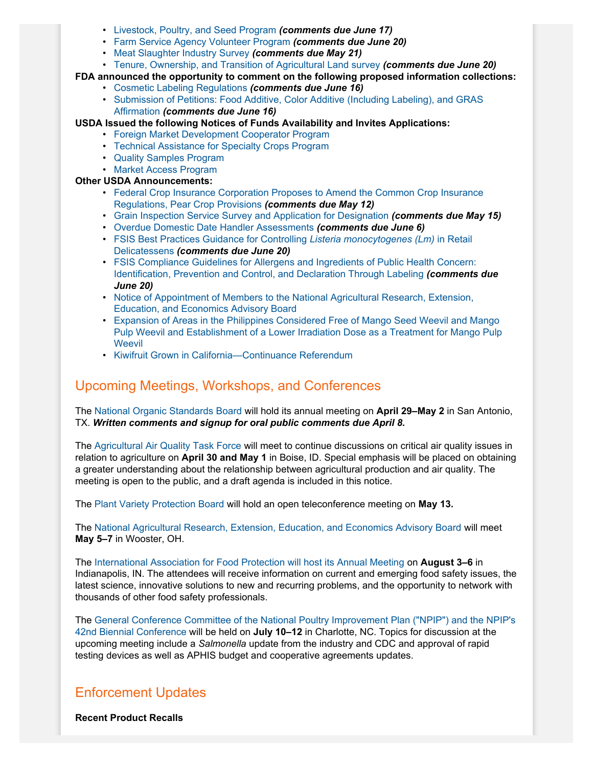- Livestock, Poultry, and Seed Program ***(comments due June 17)***
- Farm Service Agency Volunteer Program ***(comments due June 20)***
- Meat Slaughter Industry Survey ***(comments due May 21)***
- Tenure, Ownership, and Transition of Agricultural Land survey ***(comments due June 20)***

**FDA announced the opportunity to comment on the following proposed information collections:**

- Cosmetic Labeling Regulations ***(comments due June 16)***
- Submission of Petitions: Food Additive, Color Additive (Including Labeling), and GRAS Affirmation ***(comments due June 16)***

**USDA Issued the following Notices of Funds Availability and Invites Applications:**

- Foreign Market Development Cooperator Program
- Technical Assistance for Specialty Crops Program
- Quality Samples Program
- Market Access Program

**Other USDA Announcements:**

- Federal Crop Insurance Corporation Proposes to Amend the Common Crop Insurance Regulations, Pear Crop Provisions ***(comments due May 12)***
- Grain Inspection Service Survey and Application for Designation ***(comments due May 15)***
- Overdue Domestic Date Handler Assessments ***(comments due June 6)***
- FSIS Best Practices Guidance for Controlling *Listeria monocytogenes (Lm)* in Retail Delicatessens ***(comments due June 20)***
- FSIS Compliance Guidelines for Allergens and Ingredients of Public Health Concern: Identification, Prevention and Control, and Declaration Through Labeling ***(comments due June 20)***
- Notice of Appointment of Members to the National Agricultural Research, Extension, Education, and Economics Advisory Board
- Expansion of Areas in the Philippines Considered Free of Mango Seed Weevil and Mango Pulp Weevil and Establishment of a Lower Irradiation Dose as a Treatment for Mango Pulp Weevil
- Kiwifruit Grown in California—Continuance Referendum

## Upcoming Meetings, Workshops, and Conferences

The National Organic Standards Board will hold its annual meeting on **April 29–May 2** in San Antonio, TX. ***Written comments and signup for oral public comments due April 8.***

The Agricultural Air Quality Task Force will meet to continue discussions on critical air quality issues in relation to agriculture on **April 30 and May 1** in Boise, ID. Special emphasis will be placed on obtaining a greater understanding about the relationship between agricultural production and air quality. The meeting is open to the public, and a draft agenda is included in this notice.

The Plant Variety Protection Board will hold an open teleconference meeting on **May 13.**

The National Agricultural Research, Extension, Education, and Economics Advisory Board will meet **May 5–7** in Wooster, OH.

The International Association for Food Protection will host its Annual Meeting on **August 3–6** in Indianapolis, IN. The attendees will receive information on current and emerging food safety issues, the latest science, innovative solutions to new and recurring problems, and the opportunity to network with thousands of other food safety professionals.

The General Conference Committee of the National Poultry Improvement Plan ("NPIP") and the NPIP's 42nd Biennial Conference will be held on **July 10–12** in Charlotte, NC. Topics for discussion at the upcoming meeting include a *Salmonella* update from the industry and CDC and approval of rapid testing devices as well as APHIS budget and cooperative agreements updates.

## Enforcement Updates

**Recent Product Recalls**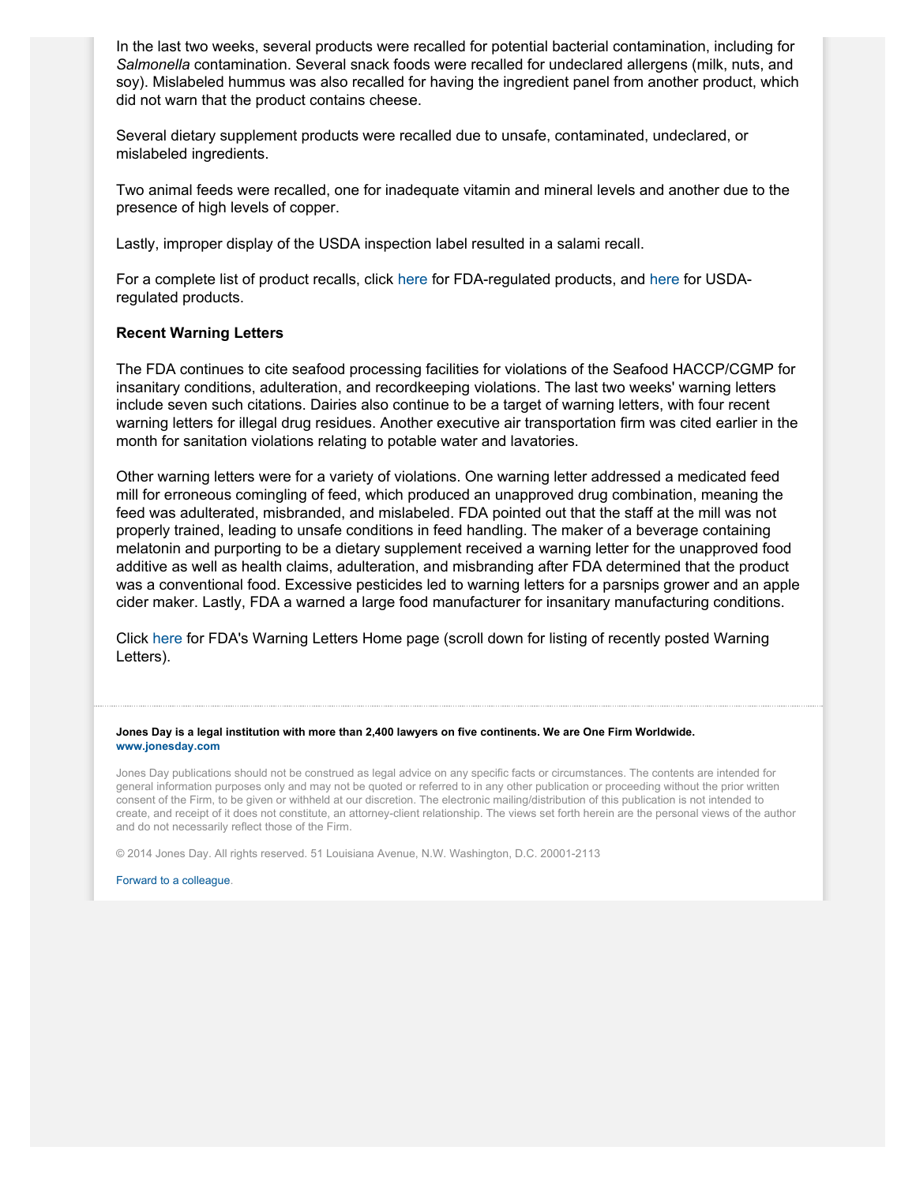In the last two weeks, several products were recalled for potential bacterial contamination, including for *Salmonella* contamination. Several snack foods were recalled for undeclared allergens (milk, nuts, and soy). Mislabeled hummus was also recalled for having the ingredient panel from another product, which did not warn that the product contains cheese.

Several dietary supplement products were recalled due to unsafe, contaminated, undeclared, or mislabeled ingredients.

Two animal feeds were recalled, one for inadequate vitamin and mineral levels and another due to the presence of high levels of copper.

Lastly, improper display of the USDA inspection label resulted in a salami recall.

For a complete list of product recalls, click here for FDA-regulated products, and here for USDA-regulated products.

**Recent Warning Letters**

The FDA continues to cite seafood processing facilities for violations of the Seafood HACCP/CGMP for insanitary conditions, adulteration, and recordkeeping violations. The last two weeks' warning letters include seven such citations. Dairies also continue to be a target of warning letters, with four recent warning letters for illegal drug residues. Another executive air transportation firm was cited earlier in the month for sanitation violations relating to potable water and lavatories.

Other warning letters were for a variety of violations. One warning letter addressed a medicated feed mill for erroneous comingling of feed, which produced an unapproved drug combination, meaning the feed was adulterated, misbranded, and mislabeled. FDA pointed out that the staff at the mill was not properly trained, leading to unsafe conditions in feed handling. The maker of a beverage containing melatonin and purporting to be a dietary supplement received a warning letter for the unapproved food additive as well as health claims, adulteration, and misbranding after FDA determined that the product was a conventional food. Excessive pesticides led to warning letters for a parsnips grower and an apple cider maker. Lastly, FDA a warned a large food manufacturer for insanitary manufacturing conditions.

Click here for FDA's Warning Letters Home page (scroll down for listing of recently posted Warning Letters).

---

**Jones Day is a legal institution with more than 2,400 lawyers on five continents. We are One Firm Worldwide.**
**www.jonesday.com**

Jones Day publications should not be construed as legal advice on any specific facts or circumstances. The contents are intended for general information purposes only and may not be quoted or referred to in any other publication or proceeding without the prior written consent of the Firm, to be given or withheld at our discretion. The electronic mailing/distribution of this publication is not intended to create, and receipt of it does not constitute, an attorney-client relationship. The views set forth herein are the personal views of the author and do not necessarily reflect those of the Firm.

© 2014 Jones Day. All rights reserved. 51 Louisiana Avenue, N.W. Washington, D.C. 20001-2113

Forward to a colleague.